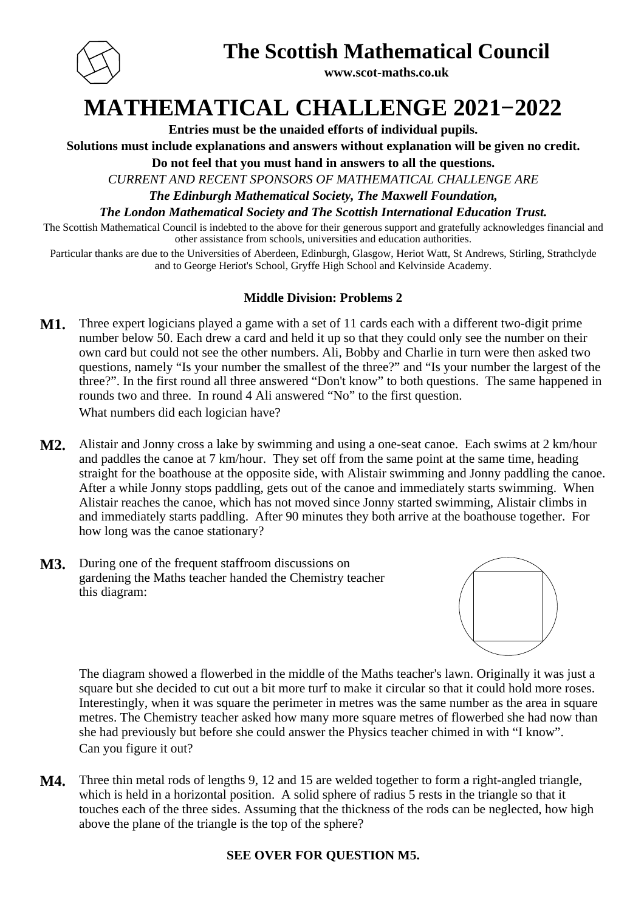# The Scottish Mathematical Council

**www.scot-maths.co.uk**

# MATHEMATICAL CHALLENGE 2021−2022

**Entries must be the unaided efforts of individual pupils.**

**Solutions must include explanations and answers without explanation will be given no credit.**

**Do not feel that you must hand in answers to all the questions.**

*CURRENT AND RECENT SPONSORS OF MATHEMATICAL CHALLENGE ARE*

***The Edinburgh Mathematical Society, The Maxwell Foundation,***

***The London Mathematical Society and The Scottish International Education Trust.***

The Scottish Mathematical Council is indebted to the above for their generous support and gratefully acknowledges financial and other assistance from schools, universities and education authorities.

Particular thanks are due to the Universities of Aberdeen, Edinburgh, Glasgow, Heriot Watt, St Andrews, Stirling, Strathclyde and to George Heriot's School, Gryffe High School and Kelvinside Academy.

### Middle Division: Problems 2

**M1.** Three expert logicians played a game with a set of 11 cards each with a different two-digit prime number below 50. Each drew a card and held it up so that they could only see the number on their own card but could not see the other numbers. Ali, Bobby and Charlie in turn were then asked two questions, namely "Is your number the smallest of the three?" and "Is your number the largest of the three?". In the first round all three answered "Don't know" to both questions. The same happened in rounds two and three. In round 4 Ali answered "No" to the first question.

What numbers did each logician have?

**M2.** Alistair and Jonny cross a lake by swimming and using a one-seat canoe. Each swims at 2 km/hour and paddles the canoe at 7 km/hour. They set off from the same point at the same time, heading straight for the boathouse at the opposite side, with Alistair swimming and Jonny paddling the canoe. After a while Jonny stops paddling, gets out of the canoe and immediately starts swimming. When Alistair reaches the canoe, which has not moved since Jonny started swimming, Alistair climbs in and immediately starts paddling. After 90 minutes they both arrive at the boathouse together. For how long was the canoe stationary?

**M3.** During one of the frequent staffroom discussions on gardening the Maths teacher handed the Chemistry teacher this diagram:

The diagram showed a flowerbed in the middle of the Maths teacher's lawn. Originally it was just a square but she decided to cut out a bit more turf to make it circular so that it could hold more roses. Interestingly, when it was square the perimeter in metres was the same number as the area in square metres. The Chemistry teacher asked how many more square metres of flowerbed she had now than she had previously but before she could answer the Physics teacher chimed in with "I know".

Can you figure it out?

**M4.** Three thin metal rods of lengths 9, 12 and 15 are welded together to form a right-angled triangle, which is held in a horizontal position. A solid sphere of radius 5 rests in the triangle so that it touches each of the three sides. Assuming that the thickness of the rods can be neglected, how high above the plane of the triangle is the top of the sphere?

**SEE OVER FOR QUESTION M5.**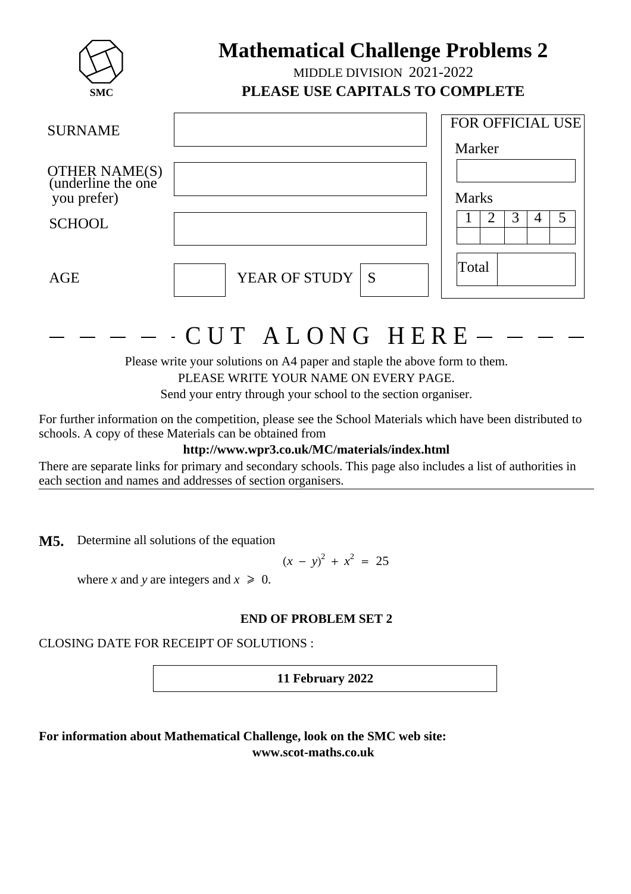# Mathematical Challenge Problems 2

MIDDLE DIVISION 2021-2022

**PLEASE USE CAPITALS TO COMPLETE**

SMC

| | |
|---|---|
| SURNAME | |
| OTHER NAME(S) (underline the one you prefer) | |
| SCHOOL | |
| AGE | YEAR OF STUDY S |

FOR OFFICIAL USE

Marker

Marks

| 1 | 2 | 3 | 4 | 5 |
|---|---|---|---|---|
| | | | | |

Total

— — — — - CUT ALONG HERE — — — —

Please write your solutions on A4 paper and staple the above form to them.

PLEASE WRITE YOUR NAME ON EVERY PAGE.

Send your entry through your school to the section organiser.

For further information on the competition, please see the School Materials which have been distributed to schools. A copy of these Materials can be obtained from

**http://www.wpr3.co.uk/MC/materials/index.html**

There are separate links for primary and secondary schools. This page also includes a list of authorities in each section and names and addresses of section organisers.

**M5.** Determine all solutions of the equation

$$(x - y)^2 + x^2 = 25$$

where $x$ and $y$ are integers and $x \geqslant 0$.

**END OF PROBLEM SET 2**

CLOSING DATE FOR RECEIPT OF SOLUTIONS :

**11 February 2022**

**For information about Mathematical Challenge, look on the SMC web site: www.scot-maths.co.uk**